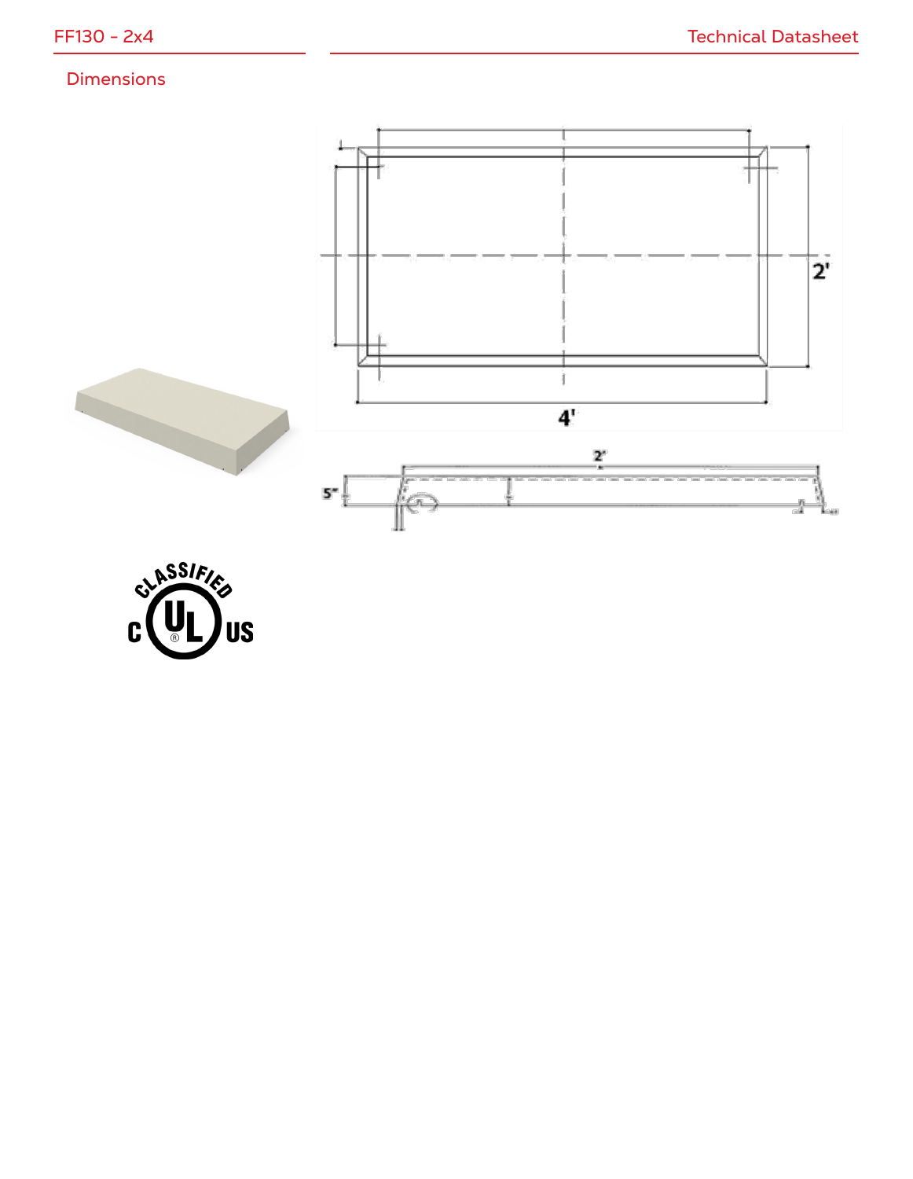## Dimensions

2'

4'

2'

5"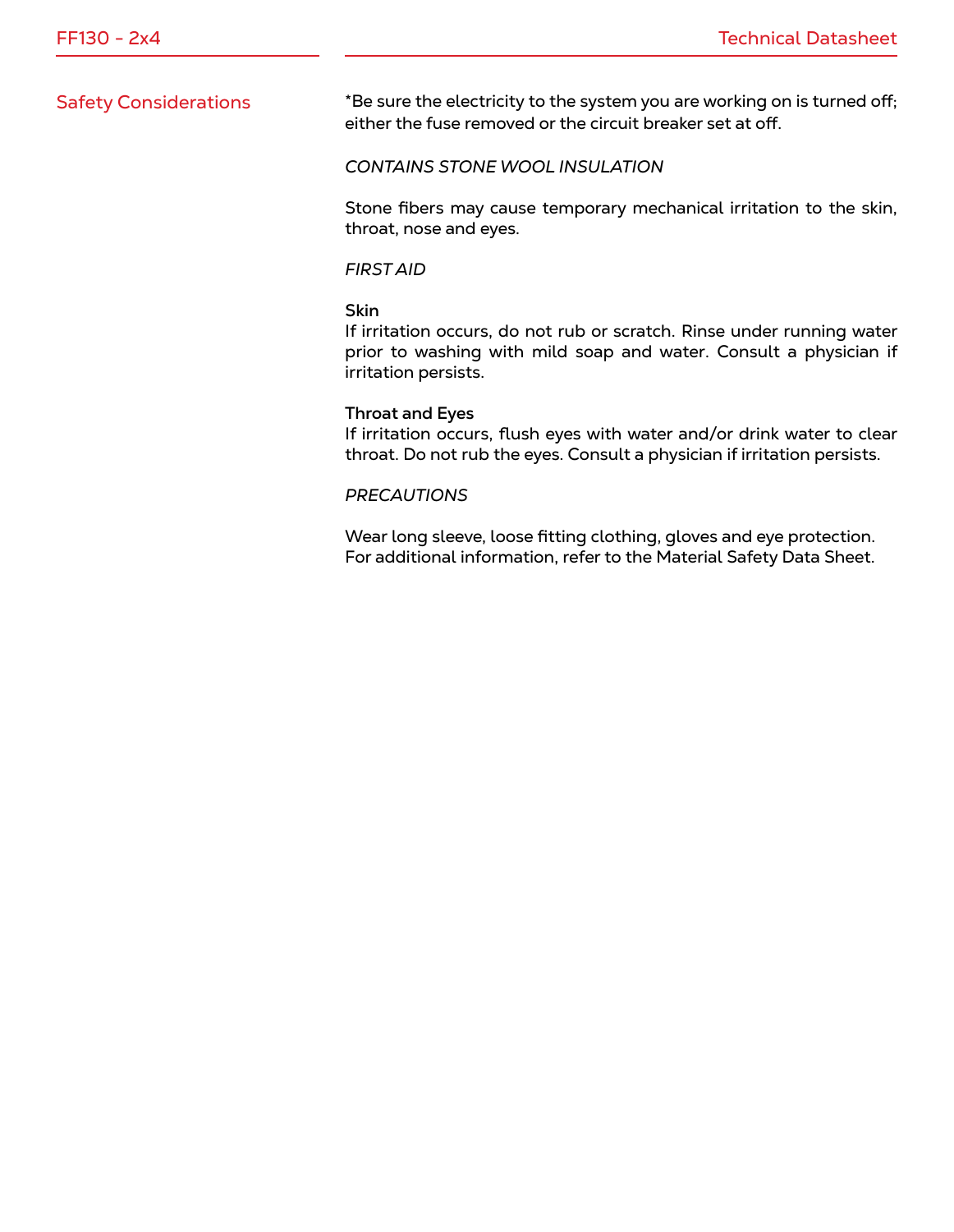## Safety Considerations

*Be sure the electricity to the system you are working on is turned off; either the fuse removed or the circuit breaker set at off.

*CONTAINS STONE WOOL INSULATION*

Stone fibers may cause temporary mechanical irritation to the skin, throat, nose and eyes.

*FIRST AID*

**Skin**
If irritation occurs, do not rub or scratch. Rinse under running water prior to washing with mild soap and water. Consult a physician if irritation persists.

**Throat and Eyes**
If irritation occurs, flush eyes with water and/or drink water to clear throat. Do not rub the eyes. Consult a physician if irritation persists.

*PRECAUTIONS*

Wear long sleeve, loose fitting clothing, gloves and eye protection.
For additional information, refer to the Material Safety Data Sheet.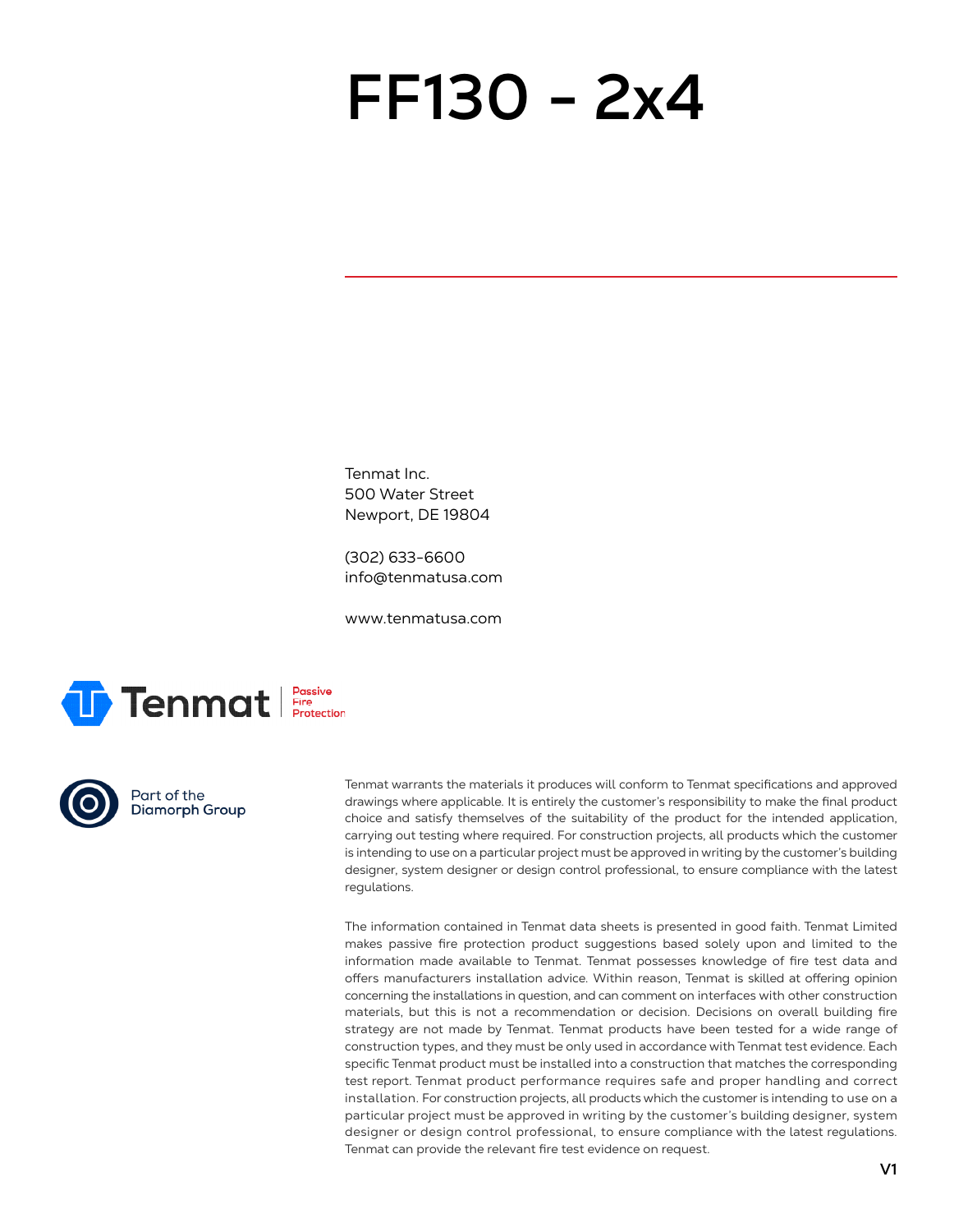# FF130 - 2x4

Tenmat Inc.
500 Water Street
Newport, DE 19804

(302) 633-6600
info@tenmatusa.com

www.tenmatusa.com

Tenmat | Passive Fire Protection

Part of the Diamorph Group

Tenmat warrants the materials it produces will conform to Tenmat specifications and approved drawings where applicable. It is entirely the customer's responsibility to make the final product choice and satisfy themselves of the suitability of the product for the intended application, carrying out testing where required. For construction projects, all products which the customer is intending to use on a particular project must be approved in writing by the customer's building designer, system designer or design control professional, to ensure compliance with the latest regulations.

The information contained in Tenmat data sheets is presented in good faith. Tenmat Limited makes passive fire protection product suggestions based solely upon and limited to the information made available to Tenmat. Tenmat possesses knowledge of fire test data and offers manufacturers installation advice. Within reason, Tenmat is skilled at offering opinion concerning the installations in question, and can comment on interfaces with other construction materials, but this is not a recommendation or decision. Decisions on overall building fire strategy are not made by Tenmat. Tenmat products have been tested for a wide range of construction types, and they must be only used in accordance with Tenmat test evidence. Each specific Tenmat product must be installed into a construction that matches the corresponding test report. Tenmat product performance requires safe and proper handling and correct installation. For construction projects, all products which the customer is intending to use on a particular project must be approved in writing by the customer's building designer, system designer or design control professional, to ensure compliance with the latest regulations. Tenmat can provide the relevant fire test evidence on request.

V1